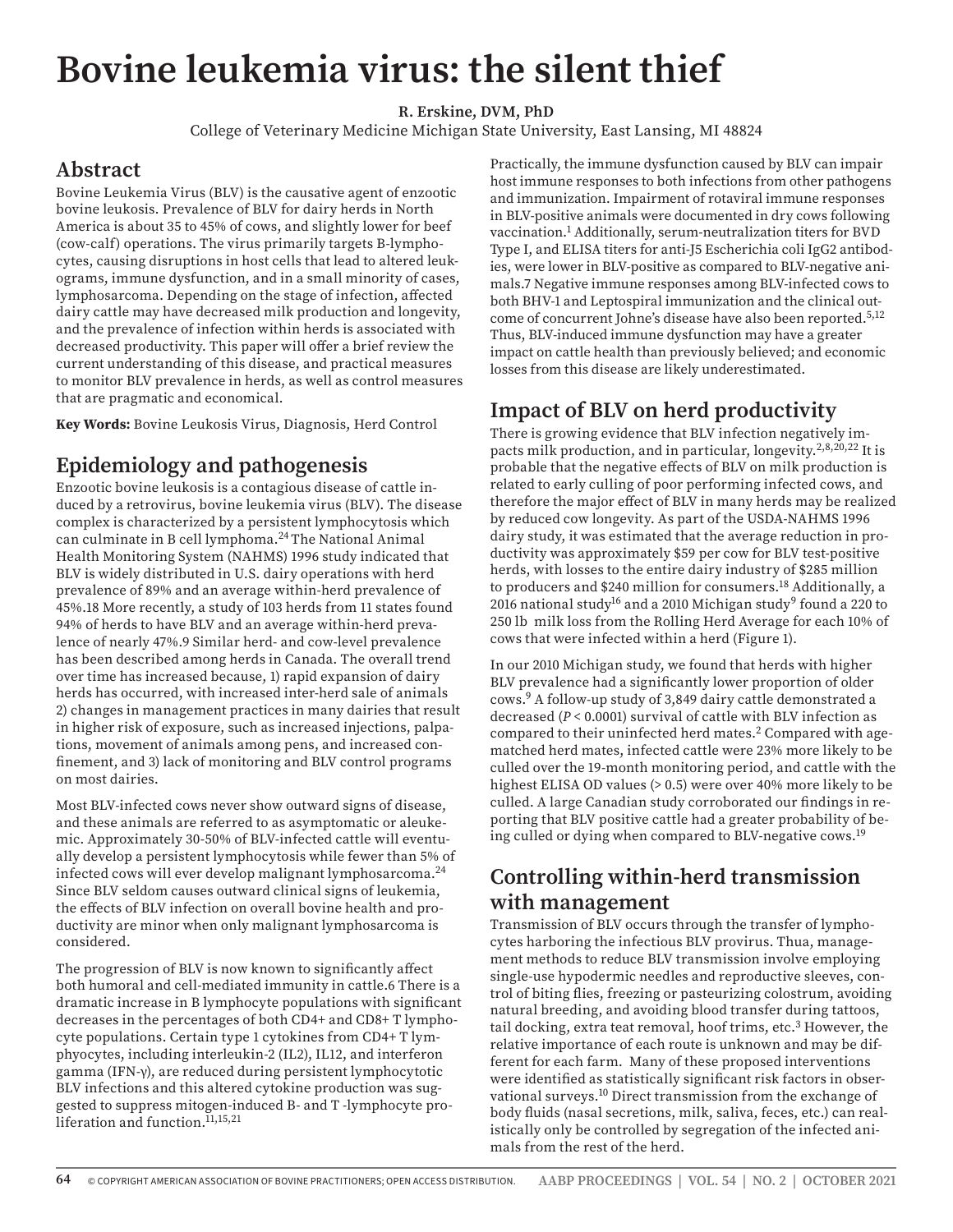# Bovine leukemia virus: the silent thief

**R. Erskine, DVM, PhD**

College of Veterinary Medicine Michigan State University, East Lansing, MI 48824

## Abstract

Bovine Leukemia Virus (BLV) is the causative agent of enzootic bovine leukosis. Prevalence of BLV for dairy herds in North America is about 35 to 45% of cows, and slightly lower for beef (cow-calf) operations. The virus primarily targets B-lymphocytes, causing disruptions in host cells that lead to altered leukograms, immune dysfunction, and in a small minority of cases, lymphosarcoma. Depending on the stage of infection, affected dairy cattle may have decreased milk production and longevity, and the prevalence of infection within herds is associated with decreased productivity. This paper will offer a brief review the current understanding of this disease, and practical measures to monitor BLV prevalence in herds, as well as control measures that are pragmatic and economical.

**Key Words:** Bovine Leukosis Virus, Diagnosis, Herd Control

## Epidemiology and pathogenesis

Enzootic bovine leukosis is a contagious disease of cattle induced by a retrovirus, bovine leukemia virus (BLV). The disease complex is characterized by a persistent lymphocytosis which can culminate in B cell lymphoma.[24] The National Animal Health Monitoring System (NAHMS) 1996 study indicated that BLV is widely distributed in U.S. dairy operations with herd prevalence of 89% and an average within-herd prevalence of 45%.18 More recently, a study of 103 herds from 11 states found 94% of herds to have BLV and an average within-herd prevalence of nearly 47%.9 Similar herd- and cow-level prevalence has been described among herds in Canada. The overall trend over time has increased because, 1) rapid expansion of dairy herds has occurred, with increased inter-herd sale of animals 2) changes in management practices in many dairies that result in higher risk of exposure, such as increased injections, palpations, movement of animals among pens, and increased confinement, and 3) lack of monitoring and BLV control programs on most dairies.

Most BLV-infected cows never show outward signs of disease, and these animals are referred to as asymptomatic or aleukemic. Approximately 30-50% of BLV-infected cattle will eventually develop a persistent lymphocytosis while fewer than 5% of infected cows will ever develop malignant lymphosarcoma.[24] Since BLV seldom causes outward clinical signs of leukemia, the effects of BLV infection on overall bovine health and productivity are minor when only malignant lymphosarcoma is considered.

The progression of BLV is now known to significantly affect both humoral and cell-mediated immunity in cattle.6 There is a dramatic increase in B lymphocyte populations with significant decreases in the percentages of both CD4+ and CD8+ T lymphocyte populations. Certain type 1 cytokines from CD4+ T lymphyocytes, including interleukin-2 (IL2), IL12, and interferon gamma (IFN-γ), are reduced during persistent lymphocytotic BLV infections and this altered cytokine production was suggested to suppress mitogen-induced B- and T -lymphocyte proliferation and function.[11,15,21]

Practically, the immune dysfunction caused by BLV can impair host immune responses to both infections from other pathogens and immunization. Impairment of rotaviral immune responses in BLV-positive animals were documented in dry cows following vaccination.[1] Additionally, serum-neutralization titers for BVD Type I, and ELISA titers for anti-J5 Escherichia coli IgG2 antibodies, were lower in BLV-positive as compared to BLV-negative animals.7 Negative immune responses among BLV-infected cows to both BHV-1 and Leptospiral immunization and the clinical outcome of concurrent Johne's disease have also been reported.[5,12] Thus, BLV-induced immune dysfunction may have a greater impact on cattle health than previously believed; and economic losses from this disease are likely underestimated.

## Impact of BLV on herd productivity

There is growing evidence that BLV infection negatively impacts milk production, and in particular, longevity.[2,8,20,22] It is probable that the negative effects of BLV on milk production is related to early culling of poor performing infected cows, and therefore the major effect of BLV in many herds may be realized by reduced cow longevity. As part of the USDA-NAHMS 1996 dairy study, it was estimated that the average reduction in productivity was approximately $59 per cow for BLV test-positive herds, with losses to the entire dairy industry of $285 million to producers and $240 million for consumers.[18] Additionally, a 2016 national study[16] and a 2010 Michigan study[9] found a 220 to 250 lb milk loss from the Rolling Herd Average for each 10% of cows that were infected within a herd (Figure 1).

In our 2010 Michigan study, we found that herds with higher BLV prevalence had a significantly lower proportion of older cows.[9] A follow-up study of 3,849 dairy cattle demonstrated a decreased ($P < 0.0001$) survival of cattle with BLV infection as compared to their uninfected herd mates.[2] Compared with age-matched herd mates, infected cattle were 23% more likely to be culled over the 19-month monitoring period, and cattle with the highest ELISA OD values (> 0.5) were over 40% more likely to be culled. A large Canadian study corroborated our findings in reporting that BLV positive cattle had a greater probability of being culled or dying when compared to BLV-negative cows.[19]

## Controlling within-herd transmission with management

Transmission of BLV occurs through the transfer of lymphocytes harboring the infectious BLV provirus. Thua, management methods to reduce BLV transmission involve employing single-use hypodermic needles and reproductive sleeves, control of biting flies, freezing or pasteurizing colostrum, avoiding natural breeding, and avoiding blood transfer during tattoos, tail docking, extra teat removal, hoof trims, etc.[3] However, the relative importance of each route is unknown and may be different for each farm. Many of these proposed interventions were identified as statistically significant risk factors in observational surveys.[10] Direct transmission from the exchange of body fluids (nasal secretions, milk, saliva, feces, etc.) can realistically only be controlled by segregation of the infected animals from the rest of the herd.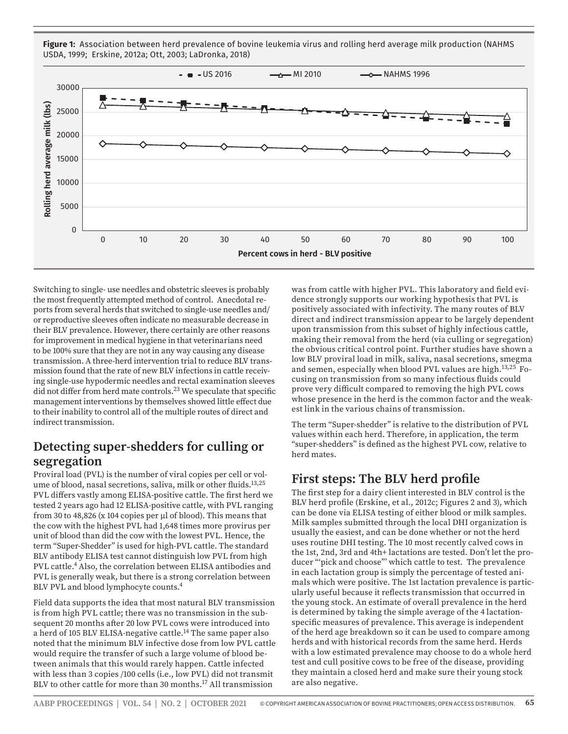**Figure 1:** Association between herd prevalence of bovine leukemia virus and rolling herd average milk production (NAHMS USDA, 1999; Erskine, 2012a; Ott, 2003; LaDronka, 2018)

Switching to single- use needles and obstetric sleeves is probably the most frequently attempted method of control. Anecdotal reports from several herds that switched to single-use needles and/or reproductive sleeves often indicate no measurable decrease in their BLV prevalence. However, there certainly are other reasons for improvement in medical hygiene in that veterinarians need to be 100% sure that they are not in any way causing any disease transmission. A three-herd intervention trial to reduce BLV transmission found that the rate of new BLV infections in cattle receiving single-use hypodermic needles and rectal examination sleeves did not differ from herd mate controls.[23] We speculate that specific management interventions by themselves showed little effect due to their inability to control all of the multiple routes of direct and indirect transmission.

## Detecting super-shedders for culling or segregation

Proviral load (PVL) is the number of viral copies per cell or volume of blood, nasal secretions, saliva, milk or other fluids.[13,25] PVL differs vastly among ELISA-positive cattle. The first herd we tested 2 years ago had 12 ELISA-positive cattle, with PVL ranging from 30 to 48,826 (x 104 copies per µl of blood). This means that the cow with the highest PVL had 1,648 times more provirus per unit of blood than did the cow with the lowest PVL. Hence, the term "Super-Shedder" is used for high-PVL cattle. The standard BLV antibody ELISA test cannot distinguish low PVL from high PVL cattle.[4] Also, the correlation between ELISA antibodies and PVL is generally weak, but there is a strong correlation between BLV PVL and blood lymphocyte counts.[4]

Field data supports the idea that most natural BLV transmission is from high PVL cattle; there was no transmission in the subsequent 20 months after 20 low PVL cows were introduced into a herd of 105 BLV ELISA-negative cattle.[14] The same paper also noted that the minimum BLV infective dose from low PVL cattle would require the transfer of such a large volume of blood between animals that this would rarely happen. Cattle infected with less than 3 copies /100 cells (i.e., low PVL) did not transmit BLV to other cattle for more than 30 months.[17] All transmission was from cattle with higher PVL. This laboratory and field evidence strongly supports our working hypothesis that PVL is positively associated with infectivity. The many routes of BLV direct and indirect transmission appear to be largely dependent upon transmission from this subset of highly infectious cattle, making their removal from the herd (via culling or segregation) the obvious critical control point. Further studies have shown a low BLV proviral load in milk, saliva, nasal secretions, smegma and semen, especially when blood PVL values are high.[13,25] Focusing on transmission from so many infectious fluids could prove very difficult compared to removing the high PVL cows whose presence in the herd is the common factor and the weakest link in the various chains of transmission.

The term "Super-shedder" is relative to the distribution of PVL values within each herd. Therefore, in application, the term "super-shedders" is defined as the highest PVL cow, relative to herd mates.

## First steps: The BLV herd profile

The first step for a dairy client interested in BLV control is the BLV herd profile (Erskine, et al., 2012c; Figures 2 and 3), which can be done via ELISA testing of either blood or milk samples. Milk samples submitted through the local DHI organization is usually the easiest, and can be done whether or not the herd uses routine DHI testing. The 10 most recently calved cows in the 1st, 2nd, 3rd and 4th+ lactations are tested. Don't let the producer "'pick and choose"' which cattle to test. The prevalence in each lactation group is simply the percentage of tested animals which were positive. The 1st lactation prevalence is particularly useful because it reflects transmission that occurred in the young stock. An estimate of overall prevalence in the herd is determined by taking the simple average of the 4 lactation-specific measures of prevalence. This average is independent of the herd age breakdown so it can be used to compare among herds and with historical records from the same herd. Herds with a low estimated prevalence may choose to do a whole herd test and cull positive cows to be free of the disease, providing they maintain a closed herd and make sure their young stock are also negative.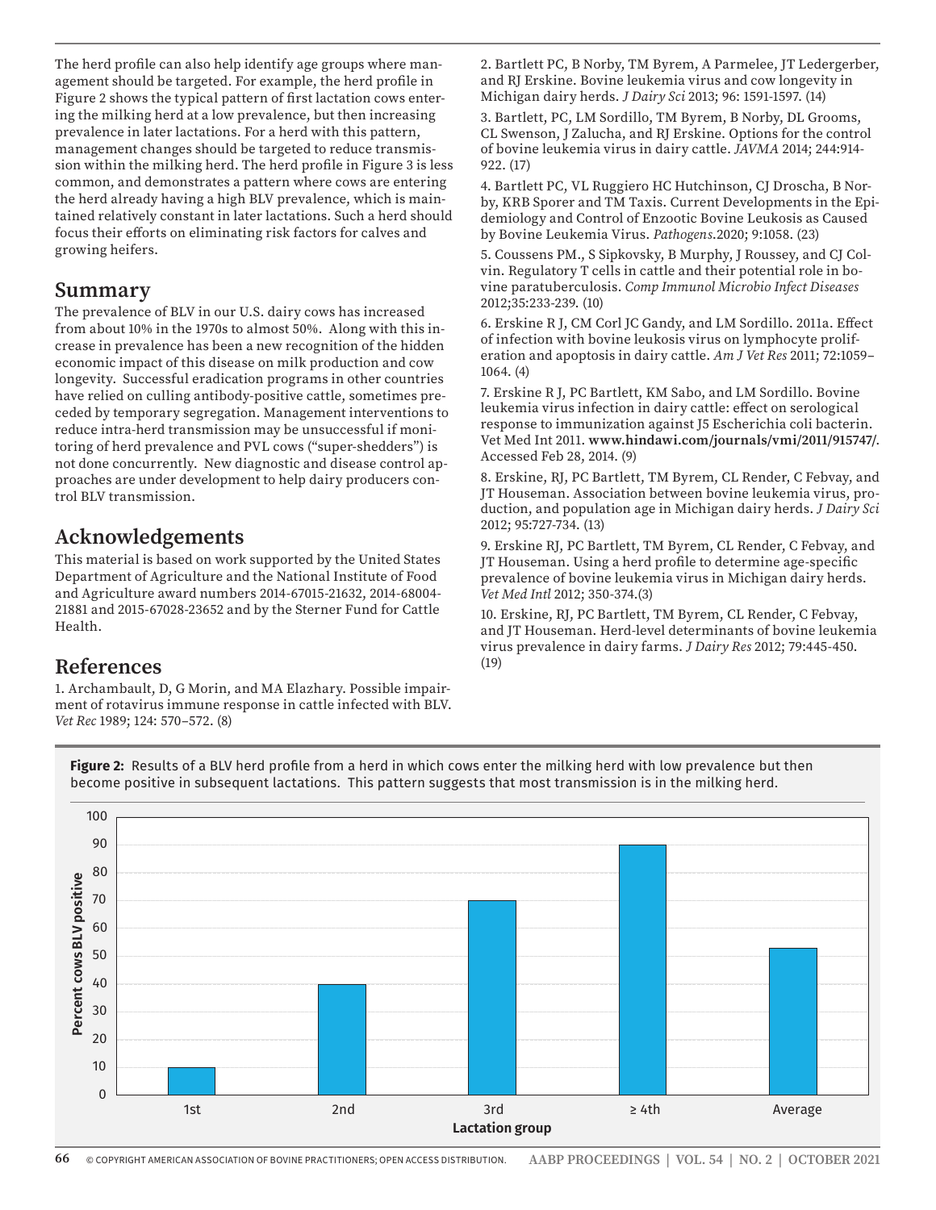The herd profile can also help identify age groups where management should be targeted. For example, the herd profile in Figure 2 shows the typical pattern of first lactation cows entering the milking herd at a low prevalence, but then increasing prevalence in later lactations. For a herd with this pattern, management changes should be targeted to reduce transmission within the milking herd. The herd profile in Figure 3 is less common, and demonstrates a pattern where cows are entering the herd already having a high BLV prevalence, which is maintained relatively constant in later lactations. Such a herd should focus their efforts on eliminating risk factors for calves and growing heifers.

## Summary

The prevalence of BLV in our U.S. dairy cows has increased from about 10% in the 1970s to almost 50%. Along with this increase in prevalence has been a new recognition of the hidden economic impact of this disease on milk production and cow longevity. Successful eradication programs in other countries have relied on culling antibody-positive cattle, sometimes preceded by temporary segregation. Management interventions to reduce intra-herd transmission may be unsuccessful if monitoring of herd prevalence and PVL cows ("super-shedders") is not done concurrently. New diagnostic and disease control approaches are under development to help dairy producers control BLV transmission.

## Acknowledgements

This material is based on work supported by the United States Department of Agriculture and the National Institute of Food and Agriculture award numbers 2014-67015-21632, 2014-68004-21881 and 2015-67028-23652 and by the Sterner Fund for Cattle Health.

## References

1. Archambault, D, G Morin, and MA Elazhary. Possible impairment of rotavirus immune response in cattle infected with BLV. *Vet Rec* 1989; 124: 570–572. (8)

2. Bartlett PC, B Norby, TM Byrem, A Parmelee, JT Ledergerber, and RJ Erskine. Bovine leukemia virus and cow longevity in Michigan dairy herds. *J Dairy Sci* 2013; 96: 1591-1597. (14)

3. Bartlett, PC, LM Sordillo, TM Byrem, B Norby, DL Grooms, CL Swenson, J Zalucha, and RJ Erskine. Options for the control of bovine leukemia virus in dairy cattle. *JAVMA* 2014; 244:914-922. (17)

4. Bartlett PC, VL Ruggiero HC Hutchinson, CJ Droscha, B Norby, KRB Sporer and TM Taxis. Current Developments in the Epidemiology and Control of Enzootic Bovine Leukosis as Caused by Bovine Leukemia Virus. *Pathogens*.2020; 9:1058. (23)

5. Coussens PM., S Sipkovsky, B Murphy, J Roussey, and CJ Colvin. Regulatory T cells in cattle and their potential role in bovine paratuberculosis. *Comp Immunol Microbio Infect Diseases* 2012;35:233-239. (10)

6. Erskine R J, CM Corl JC Gandy, and LM Sordillo. 2011a. Effect of infection with bovine leukosis virus on lymphocyte proliferation and apoptosis in dairy cattle. *Am J Vet Res* 2011; 72:1059–1064. (4)

7. Erskine R J, PC Bartlett, KM Sabo, and LM Sordillo. Bovine leukemia virus infection in dairy cattle: effect on serological response to immunization against J5 Escherichia coli bacterin. Vet Med Int 2011. **www.hindawi.com/journals/vmi/2011/915747/**. Accessed Feb 28, 2014. (9)

8. Erskine, RJ, PC Bartlett, TM Byrem, CL Render, C Febvay, and JT Houseman. Association between bovine leukemia virus, production, and population age in Michigan dairy herds. *J Dairy Sci* 2012; 95:727-734. (13)

9. Erskine RJ, PC Bartlett, TM Byrem, CL Render, C Febvay, and JT Houseman. Using a herd profile to determine age-specific prevalence of bovine leukemia virus in Michigan dairy herds. *Vet Med Intl* 2012; 350-374.(3)

10. Erskine, RJ, PC Bartlett, TM Byrem, CL Render, C Febvay, and JT Houseman. Herd-level determinants of bovine leukemia virus prevalence in dairy farms. *J Dairy Res* 2012; 79:445-450. (19)

**Figure 2:** Results of a BLV herd profile from a herd in which cows enter the milking herd with low prevalence but then become positive in subsequent lactations. This pattern suggests that most transmission is in the milking herd.

| Lactation group | Percent cows BLV positive |
|---|---|
| 1st | 10 |
| 2nd | 40 |
| 3rd | 70 |
| ≥ 4th | 90 |
| Average | 53 |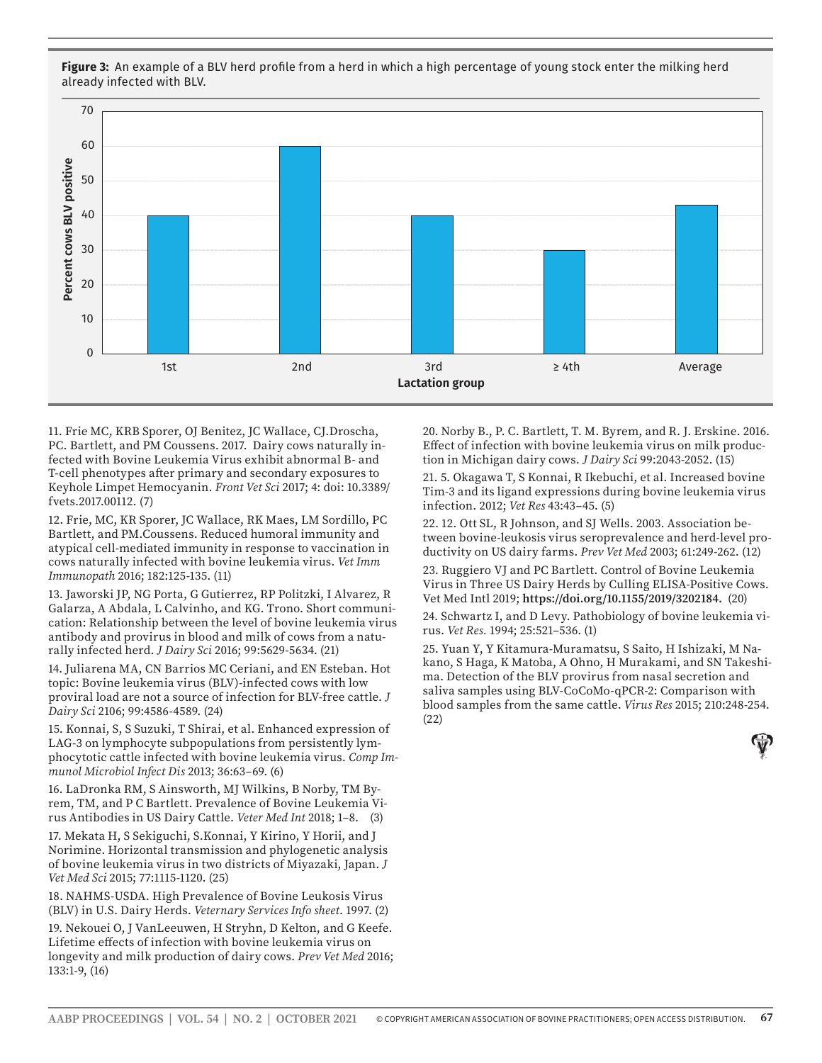**Figure 3:** An example of a BLV herd profile from a herd in which a high percentage of young stock enter the milking herd already infected with BLV.

Percent cows BLV positive

70
60
50
40
30
20
10
0

1st
2nd
3rd
≥ 4th
Average

Lactation group

11. Frie MC, KRB Sporer, OJ Benitez, JC Wallace, CJ.Droscha, PC. Bartlett, and PM Coussens. 2017. Dairy cows naturally infected with Bovine Leukemia Virus exhibit abnormal B- and T-cell phenotypes after primary and secondary exposures to Keyhole Limpet Hemocyanin. *Front Vet Sci* 2017; 4: doi: 10.3389/fvets.2017.00112. (7)

12. Frie, MC, KR Sporer, JC Wallace, RK Maes, LM Sordillo, PC Bartlett, and PM.Coussens. Reduced humoral immunity and atypical cell-mediated immunity in response to vaccination in cows naturally infected with bovine leukemia virus. *Vet Imm Immunopath* 2016; 182:125-135. (11)

13. Jaworski JP, NG Porta, G Gutierrez, RP Politzki, I Alvarez, R Galarza, A Abdala, L Calvinho, and KG. Trono. Short communication: Relationship between the level of bovine leukemia virus antibody and provirus in blood and milk of cows from a naturally infected herd. *J Dairy Sci* 2016; 99:5629-5634. (21)

14. Juliarena MA, CN Barrios MC Ceriani, and EN Esteban. Hot topic: Bovine leukemia virus (BLV)-infected cows with low proviral load are not a source of infection for BLV-free cattle. *J Dairy Sci* 2106; 99:4586-4589. (24)

15. Konnai, S, S Suzuki, T Shirai, et al. Enhanced expression of LAG-3 on lymphocyte subpopulations from persistently lymphocytotic cattle infected with bovine leukemia virus. *Comp Immunol Microbiol Infect Dis* 2013; 36:63–69. (6)

16. LaDronka RM, S Ainsworth, MJ Wilkins, B Norby, TM Byrem, TM, and P C Bartlett. Prevalence of Bovine Leukemia Virus Antibodies in US Dairy Cattle. *Veter Med Int* 2018; 1–8. (3)

17. Mekata H, S Sekiguchi, S.Konnai, Y Kirino, Y Horii, and J Norimine. Horizontal transmission and phylogenetic analysis of bovine leukemia virus in two districts of Miyazaki, Japan. *J Vet Med Sci* 2015; 77:1115-1120. (25)

18. NAHMS-USDA. High Prevalence of Bovine Leukosis Virus (BLV) in U.S. Dairy Herds. *Veternary Services Info sheet.* 1997. (2)

19. Nekouei O, J VanLeeuwen, H Stryhn, D Kelton, and G Keefe. Lifetime effects of infection with bovine leukemia virus on longevity and milk production of dairy cows. *Prev Vet Med* 2016; 133:1-9, (16)

20. Norby B., P. C. Bartlett, T. M. Byrem, and R. J. Erskine. 2016. Effect of infection with bovine leukemia virus on milk production in Michigan dairy cows. *J Dairy Sci* 99:2043-2052. (15)

21. 5. Okagawa T, S Konnai, R Ikebuchi, et al. Increased bovine Tim-3 and its ligand expressions during bovine leukemia virus infection. 2012; *Vet Res* 43:43–45. (5)

22. 12. Ott SL, R Johnson, and SJ Wells. 2003. Association between bovine-leukosis virus seroprevalence and herd-level productivity on US dairy farms. *Prev Vet Med* 2003; 61:249-262. (12)

23. Ruggiero VJ and PC Bartlett. Control of Bovine Leukemia Virus in Three US Dairy Herds by Culling ELISA-Positive Cows. Vet Med Intl 2019; **https://doi.org/10.1155/2019/3202184.** (20)

24. Schwartz I, and D Levy. Pathobiology of bovine leukemia virus. *Vet Res.* 1994; 25:521–536. (1)

25. Yuan Y, Y Kitamura-Muramatsu, S Saito, H Ishizaki, M Nakano, S Haga, K Matoba, A Ohno, H Murakami, and SN Takeshima. Detection of the BLV provirus from nasal secretion and saliva samples using BLV-CoCoMo-qPCR-2: Comparison with blood samples from the same cattle. *Virus Res* 2015; 210:248-254. (22)